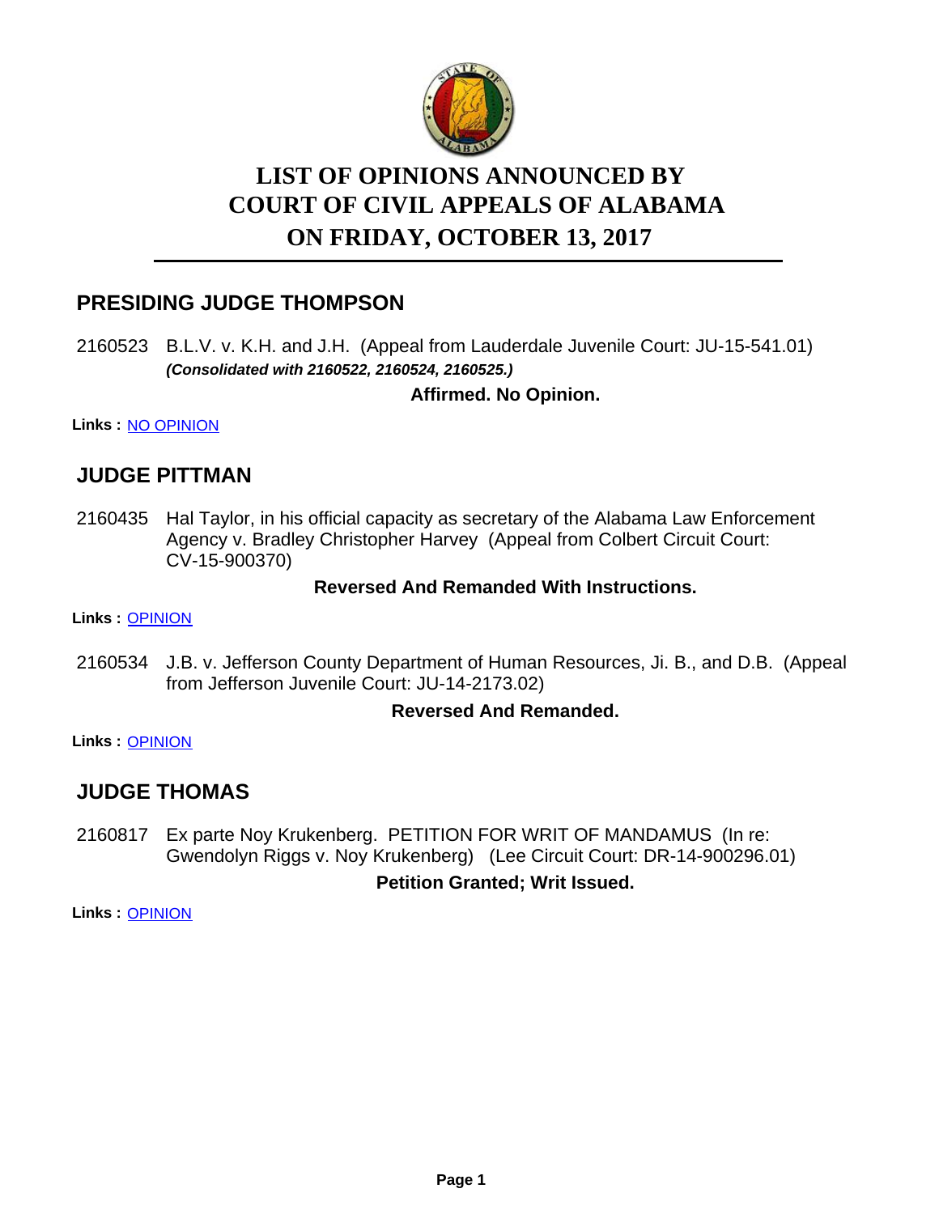# LIST OF OPINIONS ANNOUNCED BY COURT OF CIVIL APPEALS OF ALABAMA ON FRIDAY, OCTOBER 13, 2017

## PRESIDING JUDGE THOMPSON

2160523 B.L.V. v. K.H. and J.H. (Appeal from Lauderdale Juvenile Court: JU-15-541.01)
***(Consolidated with 2160522, 2160524, 2160525.)***

**Affirmed. No Opinion.**

**Links :** NO OPINION

## JUDGE PITTMAN

2160435 Hal Taylor, in his official capacity as secretary of the Alabama Law Enforcement Agency v. Bradley Christopher Harvey (Appeal from Colbert Circuit Court: CV-15-900370)

**Reversed And Remanded With Instructions.**

**Links :** OPINION

2160534 J.B. v. Jefferson County Department of Human Resources, Ji. B., and D.B. (Appeal from Jefferson Juvenile Court: JU-14-2173.02)

**Reversed And Remanded.**

**Links :** OPINION

## JUDGE THOMAS

2160817 Ex parte Noy Krukenberg. PETITION FOR WRIT OF MANDAMUS (In re: Gwendolyn Riggs v. Noy Krukenberg) (Lee Circuit Court: DR-14-900296.01)

**Petition Granted; Writ Issued.**

**Links :** OPINION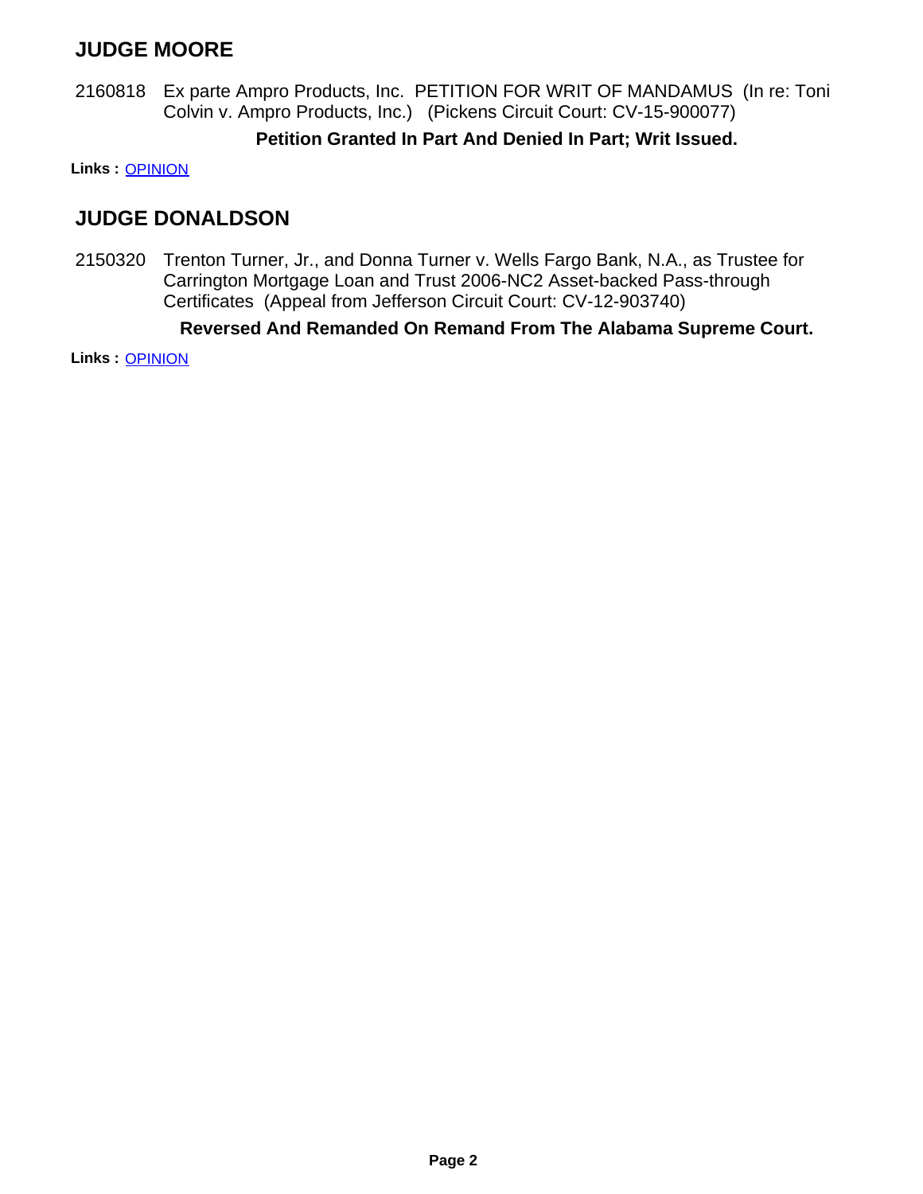## JUDGE MOORE

2160818 Ex parte Ampro Products, Inc. PETITION FOR WRIT OF MANDAMUS (In re: Toni Colvin v. Ampro Products, Inc.) (Pickens Circuit Court: CV-15-900077)

**Petition Granted In Part And Denied In Part; Writ Issued.**

**Links :** OPINION

## JUDGE DONALDSON

2150320 Trenton Turner, Jr., and Donna Turner v. Wells Fargo Bank, N.A., as Trustee for Carrington Mortgage Loan and Trust 2006-NC2 Asset-backed Pass-through Certificates (Appeal from Jefferson Circuit Court: CV-12-903740)

**Reversed And Remanded On Remand From The Alabama Supreme Court.**

**Links :** OPINION